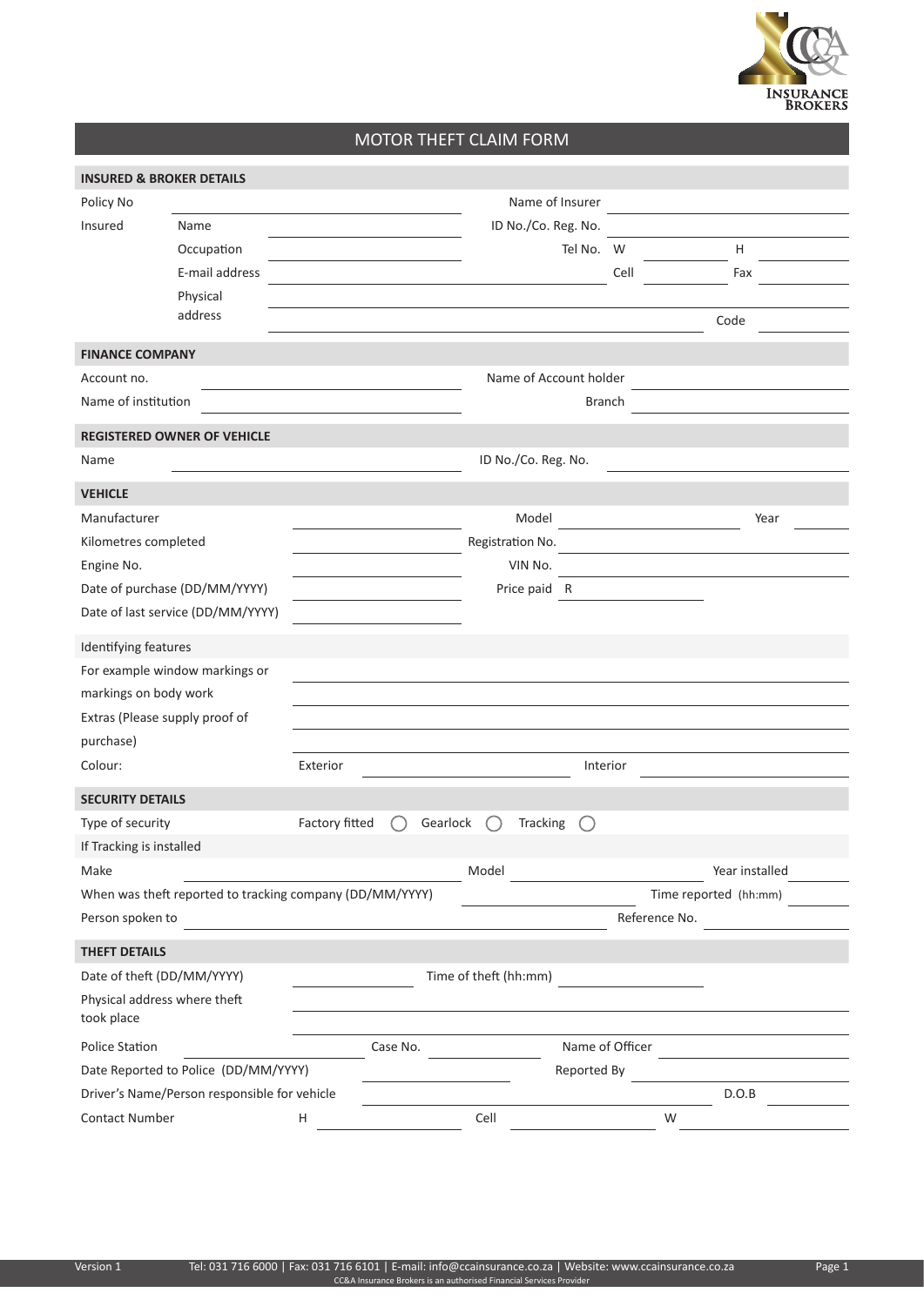INSURANCE BROKERS

# MOTOR THEFT CLAIM FORM

## INSURED & BROKER DETAILS

Policy No ______________________ Name of Insurer ______________________

Insured
- Name ______________________ ID No./Co. Reg. No. ______________________
- Occupation ______________________ Tel No. W __________ H __________
- E-mail address ______________________ Cell __________ Fax __________
- Physical address ______________________ Code __________

## FINANCE COMPANY

Account no. ______________________ Name of Account holder ______________________

Name of institution ______________________ Branch ______________________

## REGISTERED OWNER OF VEHICLE

Name ______________________ ID No./Co. Reg. No. ______________________

## VEHICLE

Manufacturer ______________________ Model ______________________ Year __________

Kilometres completed ______________________ Registration No. ______________________

Engine No. ______________________ VIN No. ______________________

Date of purchase (DD/MM/YYYY) ______________________ Price paid R ______________________

Date of last service (DD/MM/YYYY) ______________________

Identifying features

For example window markings or markings on body work ______________________

Extras (Please supply proof of purchase) ______________________

Colour: Exterior ______________________ Interior ______________________

## SECURITY DETAILS

Type of security Factory fitted ◯ Gearlock ◯ Tracking ◯

If Tracking is installed

Make ______________________ Model ______________________ Year installed __________

When was theft reported to tracking company (DD/MM/YYYY) ______________________ Time reported (hh:mm) __________

Person spoken to ______________________ Reference No. ______________________

## THEFT DETAILS

Date of theft (DD/MM/YYYY) ______________________ Time of theft (hh:mm) ______________________

Physical address where theft took place ______________________

Police Station ______________________ Case No. ______________________ Name of Officer ______________________

Date Reported to Police (DD/MM/YYYY) ______________________ Reported By ______________________

Driver's Name/Person responsible for vehicle ______________________ D.O.B __________

Contact Number H ______________________ Cell ______________________ W ______________________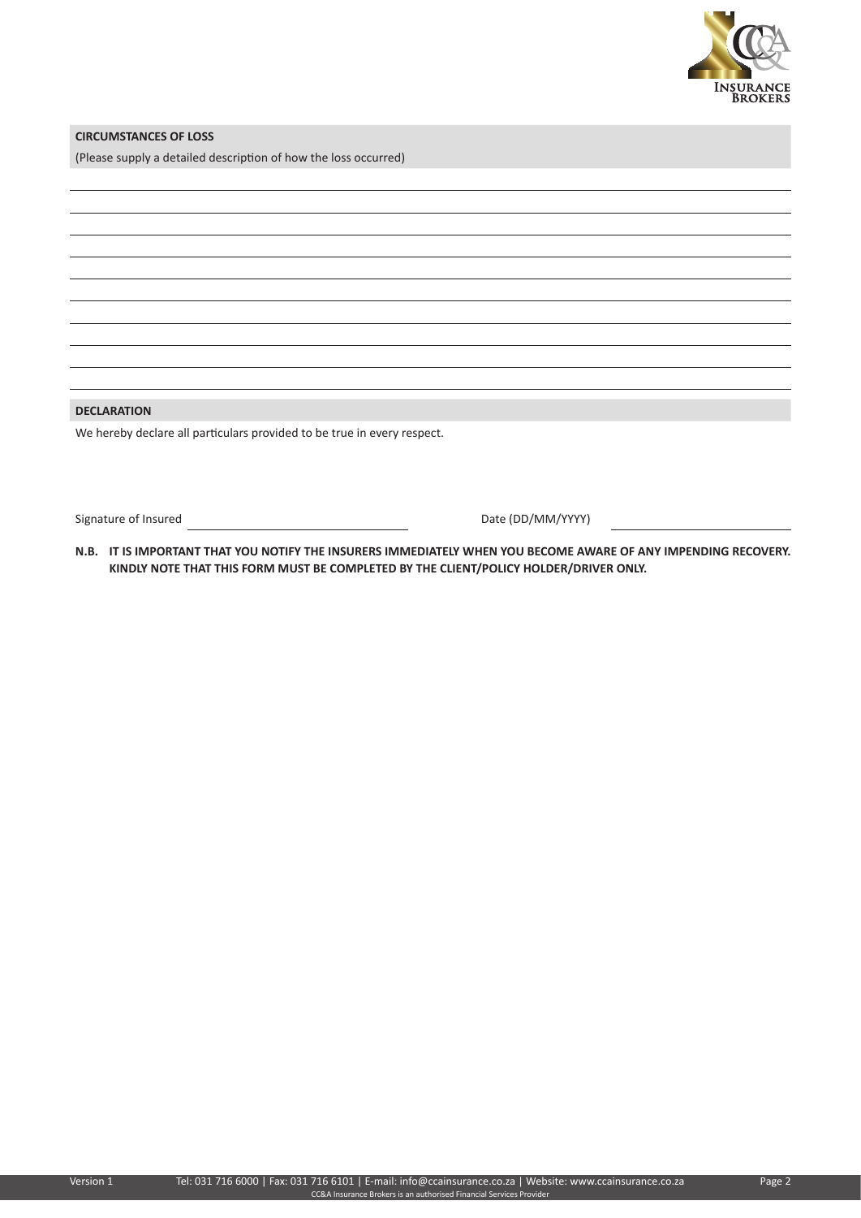**CIRCUMSTANCES OF LOSS**

(Please supply a detailed description of how the loss occurred)

**DECLARATION**

We hereby declare all particulars provided to be true in every respect.

Signature of Insured ____________________ Date (DD/MM/YYYY) ____________________

**N.B. IT IS IMPORTANT THAT YOU NOTIFY THE INSURERS IMMEDIATELY WHEN YOU BECOME AWARE OF ANY IMPENDING RECOVERY. KINDLY NOTE THAT THIS FORM MUST BE COMPLETED BY THE CLIENT/POLICY HOLDER/DRIVER ONLY.**

Version 1 Tel: 031 716 6000 | Fax: 031 716 6101 | E-mail: info@ccainsurance.co.za | Website: www.ccainsurance.co.za

CC&A Insurance Brokers is an authorised Financial Services Provider